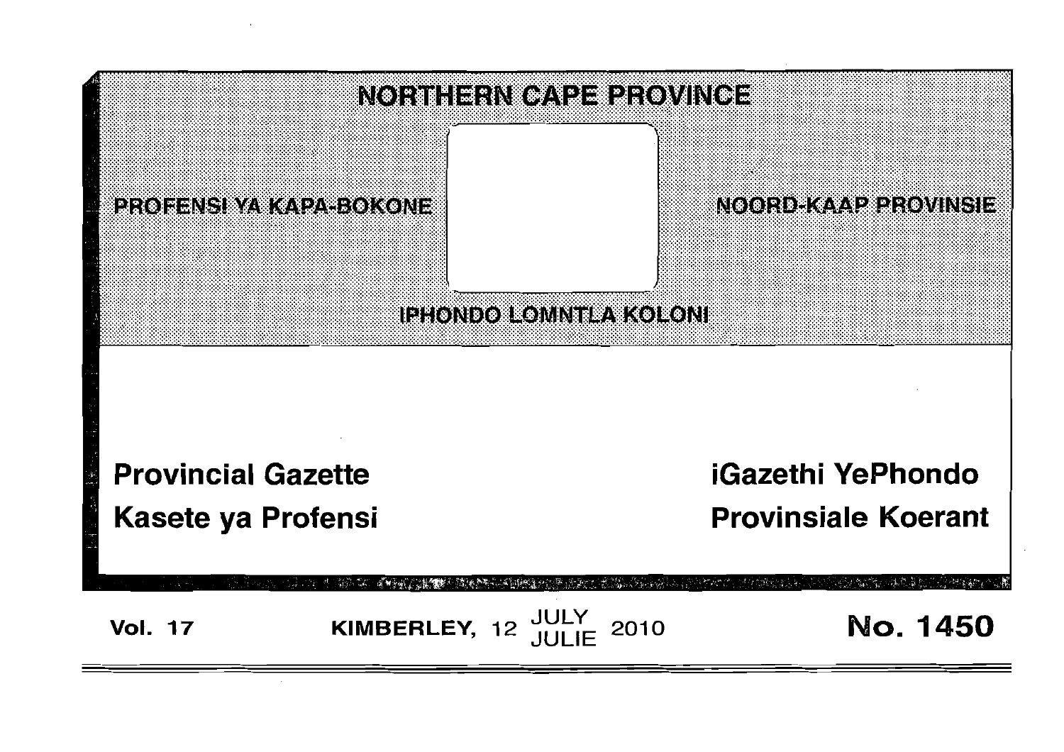# NORTHERN CAPE PROVINCE

PROFENSI YA KAPA-BOKONE

NOORD-KAAP PROVINSIE

IPHONDO LOMNTLA KOLONI

**Provincial Gazette**

**Kasete ya Profensi**

**iGazethi YePhondo**

**Provinsiale Koerant**

**Vol. 17** **KIMBERLEY, 12 JULY JULIE 2010** **No. 1450**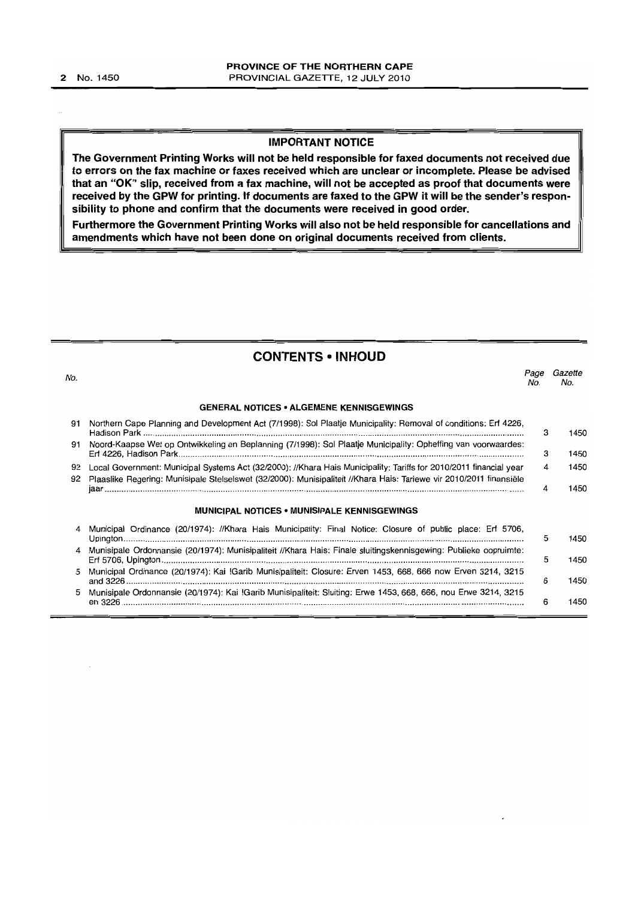## IMPORTANT NOTICE

**The Government Printing Works will not be held responsible for faxed documents not received due to errors on the fax machine or faxes received which are unclear or incomplete. Please be advised that an "OK" slip, received from a fax machine, will not be accepted as proof that documents were received by the GPW for printing. If documents are faxed to the GPW it will be the sender's responsibility to phone and confirm that the documents were received in good order.**

**Furthermore the Government Printing Works will also not be held responsible for cancellations and amendments which have not been done on original documents received from clients.**

## CONTENTS • INHOUD

| No. | | Page No. | Gazette No. |
|---|---|---|---|
| | **GENERAL NOTICES • ALGEMENE KENNISGEWINGS** | | |
| 91 | Northern Cape Planning and Development Act (7/1998): Sol Plaatje Municipality: Removal of conditions: Erf 4226, Hadison Park | 3 | 1450 |
| 91 | Noord-Kaapse Wet op Ontwikkeling en Beplanning (7/1998): Sol Plaatje Municipality: Opheffing van voorwaardes: Erf 4226, Hadison Park | 3 | 1450 |
| 92 | Local Government: Municipal Systems Act (32/2000): //Khara Hais Municipality: Tariffs for 2010/2011 financial year | 4 | 1450 |
| 92 | Plaaslike Regering: Munisipale Stelselswet (32/2000): Munisipaliteit //Khara Hais: Tariewe vir 2010/2011 finansiële jaar | 4 | 1450 |
| | **MUNICIPAL NOTICES • MUNISIPALE KENNISGEWINGS** | | |
| 4 | Municipal Ordinance (20/1974): //Khara Hais Municipality: Final Notice: Closure of public place: Erf 5706, Upington | 5 | 1450 |
| 4 | Munisipale Ordonnansie (20/1974): Munisipaliteit //Khara Hais: Finale sluitingskennisgewing: Publieke oopruimte: Erf 5706, Upington | 5 | 1450 |
| 5 | Municipal Ordinance (20/1974): Kai !Garib Munisipaliteit: Closure: Erven 1453, 668, 666 now Erven 3214, 3215 and 3226 | 6 | 1450 |
| 5 | Munisipale Ordonnansie (20/1974): Kai !Garib Munisipaliteit: Sluiting: Erwe 1453, 668, 666, nou Erwe 3214, 3215 en 3226 | 6 | 1450 |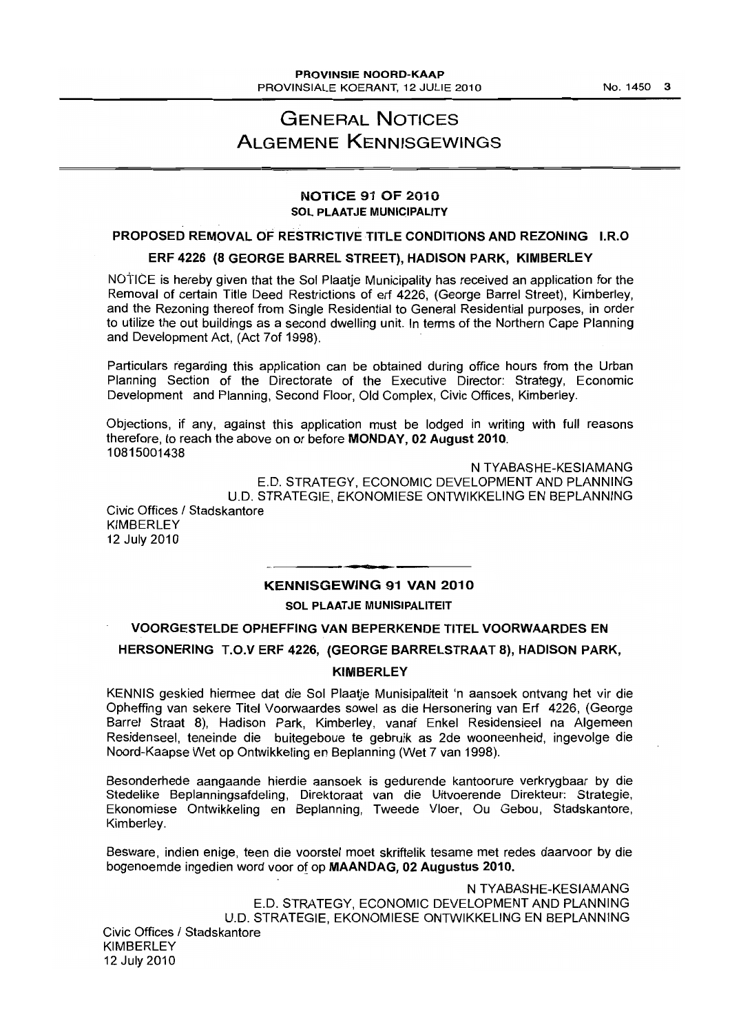# GENERAL NOTICES
# ALGEMENE KENNISGEWINGS

## NOTICE 91 OF 2010
### SOL PLAATJE MUNICIPALITY

### PROPOSED REMOVAL OF RESTRICTIVE TITLE CONDITIONS AND REZONING I.R.O ERF 4226 (8 GEORGE BARREL STREET), HADISON PARK, KIMBERLEY

NOTICE is hereby given that the Sol Plaatje Municipality has received an application for the Removal of certain Title Deed Restrictions of erf 4226, (George Barrel Street), Kimberley, and the Rezoning thereof from Single Residential to General Residential purposes, in order to utilize the out buildings as a second dwelling unit. In terms of the Northern Cape Planning and Development Act, (Act 7of 1998).

Particulars regarding this application can be obtained during office hours from the Urban Planning Section of the Directorate of the Executive Director: Strategy, Economic Development and Planning, Second Floor, Old Complex, Civic Offices, Kimberley.

Objections, if any, against this application must be lodged in writing with full reasons therefore, to reach the above on or before **MONDAY, 02 August 2010.**
10815001438

N TYABASHE-KESIAMANG
E.D. STRATEGY, ECONOMIC DEVELOPMENT AND PLANNING
U.D. STRATEGIE, EKONOMIESE ONTWIKKELING EN BEPLANNING

Civic Offices / Stadskantore
KIMBERLEY
12 July 2010

## KENNISGEWING 91 VAN 2010
### SOL PLAATJE MUNISIPALITEIT

### VOORGESTELDE OPHEFFING VAN BEPERKENDE TITEL VOORWAARDES EN HERSONERING T.O.V ERF 4226, (GEORGE BARRELSTRAAT 8), HADISON PARK, KIMBERLEY

KENNIS geskied hiermee dat die Sol Plaatje Munisipaliteit 'n aansoek ontvang het vir die Opheffing van sekere Titel Voorwaardes sowel as die Hersonering van Erf 4226, (George Barrel Straat 8), Hadison Park, Kimberley, vanaf Enkel Residensieel na Algemeen Residenseel, teneinde die buitegeboue te gebruik as 2de wooneenheid, ingevolge die Noord-Kaapse Wet op Ontwikkeling en Beplanning (Wet 7 van 1998).

Besonderhede aangaande hierdie aansoek is gedurende kantoorure verkrygbaar by die Stedelike Beplanningsafdeling, Direktoraat van die Uitvoerende Direkteur: Strategie, Ekonomiese Ontwikkeling en Beplanning, Tweede Vloer, Ou Gebou, Stadskantore, Kimberley.

Besware, indien enige, teen die voorstel moet skriftelik tesame met redes daarvoor by die bogenoemde ingedien word voor of op **MAANDAG, 02 Augustus 2010.**

N TYABASHE-KESIAMANG
E.D. STRATEGY, ECONOMIC DEVELOPMENT AND PLANNING
U.D. STRATEGIE, EKONOMIESE ONTWIKKELING EN BEPLANNING

Civic Offices / Stadskantore
KIMBERLEY
12 July 2010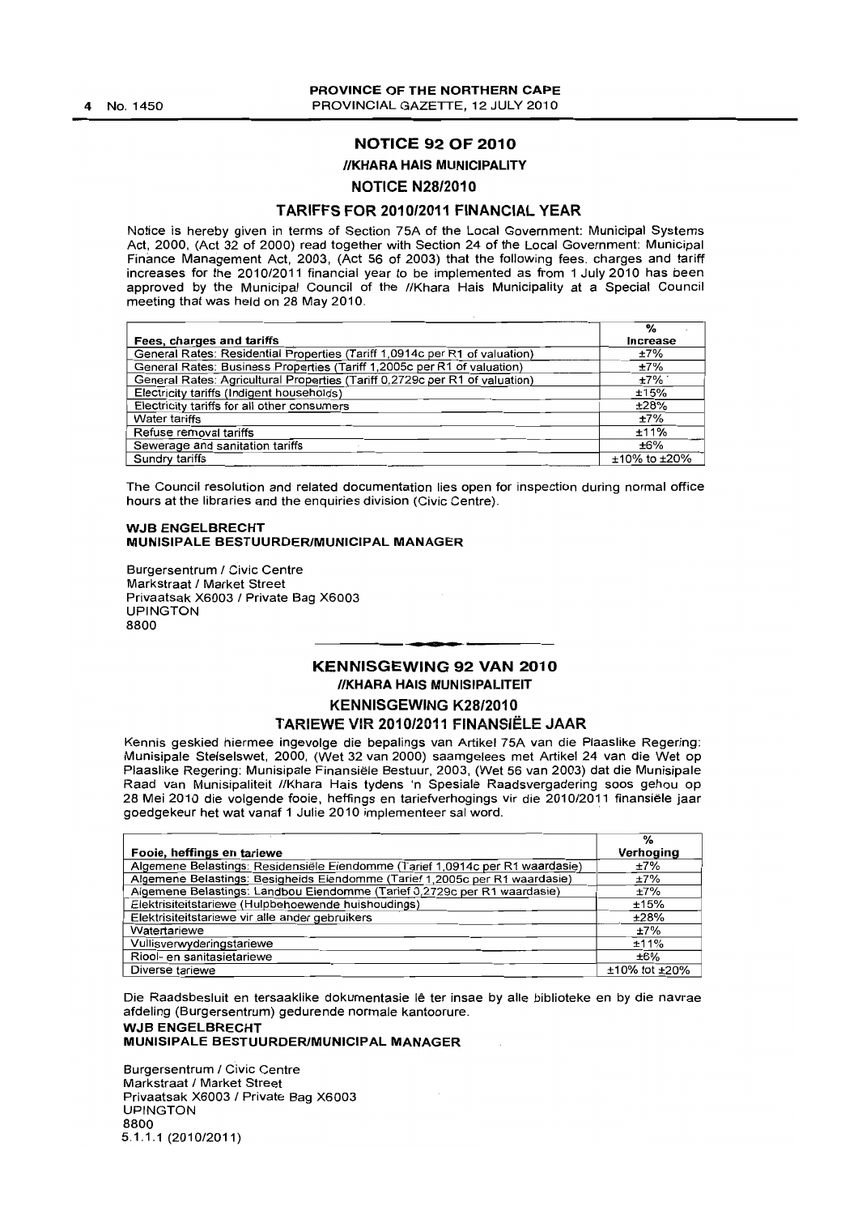## NOTICE 92 OF 2010

### //KHARA HAIS MUNICIPALITY

### NOTICE N28/2010

### TARIFFS FOR 2010/2011 FINANCIAL YEAR

Notice is hereby given in terms of Section 75A of the Local Government: Municipal Systems Act, 2000, (Act 32 of 2000) read together with Section 24 of the Local Government: Municipal Finance Management Act, 2003, (Act 56 of 2003) that the following fees, charges and tariff increases for the 2010/2011 financial year to be implemented as from 1 July 2010 has been approved by the Municipal Council of the //Khara Hais Municipality at a Special Council meeting that was held on 28 May 2010.

| Fees, charges and tariffs | % Increase |
|---|---|
| General Rates: Residential Properties (Tariff 1,0914c per R1 of valuation) | ±7% |
| General Rates: Business Properties (Tariff 1,2005c per R1 of valuation) | ±7% |
| General Rates: Agricultural Properties (Tariff 0,2729c per R1 of valuation) | ±7% |
| Electricity tariffs (Indigent households) | ±15% |
| Electricity tariffs for all other consumers | ±28% |
| Water tariffs | ±7% |
| Refuse removal tariffs | ±11% |
| Sewerage and sanitation tariffs | ±6% |
| Sundry tariffs | ±10% to ±20% |

The Council resolution and related documentation lies open for inspection during normal office hours at the libraries and the enquiries division (Civic Centre).

**WJB ENGELBRECHT**
**MUNISIPALE BESTUURDER/MUNICIPAL MANAGER**

Burgersentrum / Civic Centre
Markstraat / Market Street
Privaatsak X6003 / Private Bag X6003
UPINGTON
8800

---

## KENNISGEWING 92 VAN 2010

### //KHARA HAIS MUNISIPALITEIT

### KENNISGEWING K28/2010

### TARIEWE VIR 2010/2011 FINANSIËLE JAAR

Kennis geskied hiermee ingevolge die bepalings van Artikel 75A van die Plaaslike Regering: Munisipale Stelselswet, 2000, (Wet 32 van 2000) saamgelees met Artikel 24 van die Wet op Plaaslike Regering: Munisipale Finansiële Bestuur, 2003, (Wet 56 van 2003) dat die Munisipale Raad van Munisipaliteit //Khara Hais tydens 'n Spesiale Raadsvergadering soos gehou op 28 Mei 2010 die volgende fooie, heffings en tariefverhogings vir die 2010/2011 finansiële jaar goedgekeur het wat vanaf 1 Julie 2010 implementeer sal word.

| Fooie, heffings en tariewe | % Verhoging |
|---|---|
| Algemene Belastings: Residensiële Eiendomme (Tarief 1,0914c per R1 waardasie) | ±7% |
| Algemene Belastings: Besigheids Eiendomme (Tarief 1,2005c per R1 waardasie) | ±7% |
| Algemene Belastings: Landbou Eiendomme (Tarief 0,2729c per R1 waardasie) | ±7% |
| Elektrisiteitstariewe (Hulpbehoewende huishoudings) | ±15% |
| Elektrisiteitstariewe vir alle ander gebruikers | ±28% |
| Watertariewe | ±7% |
| Vullisverwyderingstariewe | ±11% |
| Riool- en sanitasietariewe | ±6% |
| Diverse tariewe | ±10% tot ±20% |

Die Raadsbesluit en tersaaklike dokumentasie lê ter insae by alle biblioteke en by die navrae afdeling (Burgersentrum) gedurende normale kantoorure.

**WJB ENGELBRECHT**
**MUNISIPALE BESTUURDER/MUNICIPAL MANAGER**

Burgersentrum / Civic Centre
Markstraat / Market Street
Privaatsak X6003 / Private Bag X6003
UPINGTON
8800
5.1.1.1 (2010/2011)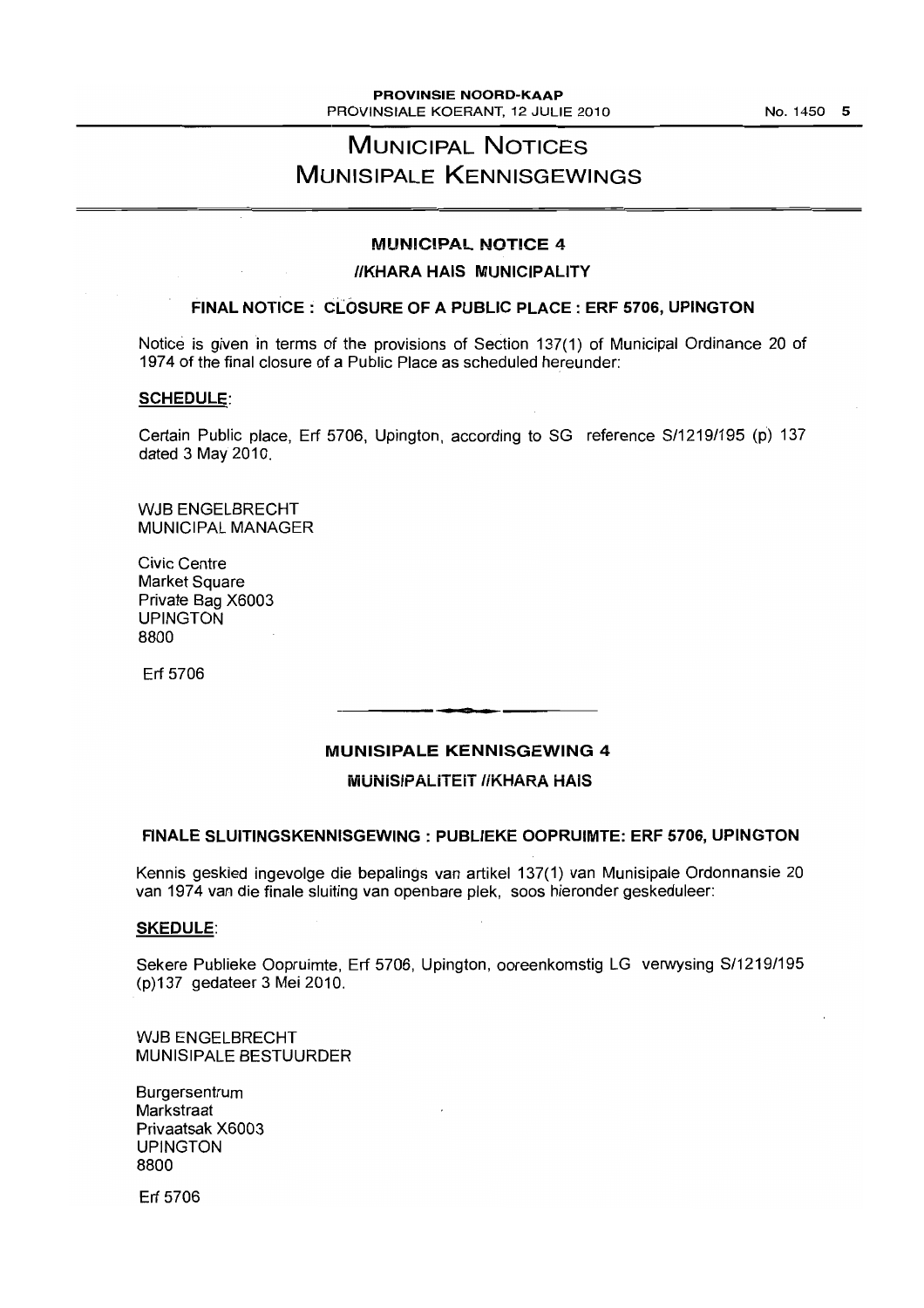# MUNICIPAL NOTICES
# MUNISIPALE KENNISGEWINGS

## MUNICIPAL NOTICE 4

### //KHARA HAIS MUNICIPALITY

### FINAL NOTICE : CLOSURE OF A PUBLIC PLACE : ERF 5706, UPINGTON

Notice is given in terms of the provisions of Section 137(1) of Municipal Ordinance 20 of 1974 of the final closure of a Public Place as scheduled hereunder:

**SCHEDULE:**

Certain Public place, Erf 5706, Upington, according to SG reference S/1219/195 (p) 137 dated 3 May 2010.

WJB ENGELBRECHT
MUNICIPAL MANAGER

Civic Centre
Market Square
Private Bag X6003
UPINGTON
8800

Erf 5706

---

## MUNISIPALE KENNISGEWING 4

### MUNISIPALITEIT //KHARA HAIS

### FINALE SLUITINGSKENNISGEWING : PUBLIEKE OOPRUIMTE: ERF 5706, UPINGTON

Kennis geskied ingevolge die bepalings van artikel 137(1) van Munisipale Ordonnansie 20 van 1974 van die finale sluiting van openbare plek, soos hieronder geskeduleer:

**SKEDULE:**

Sekere Publieke Oopruimte, Erf 5706, Upington, ooreenkomstig LG verwysing S/1219/195 (p)137 gedateer 3 Mei 2010.

WJB ENGELBRECHT
MUNISIPALE BESTUURDER

Burgersentrum
Markstraat
Privaatsak X6003
UPINGTON
8800

Erf 5706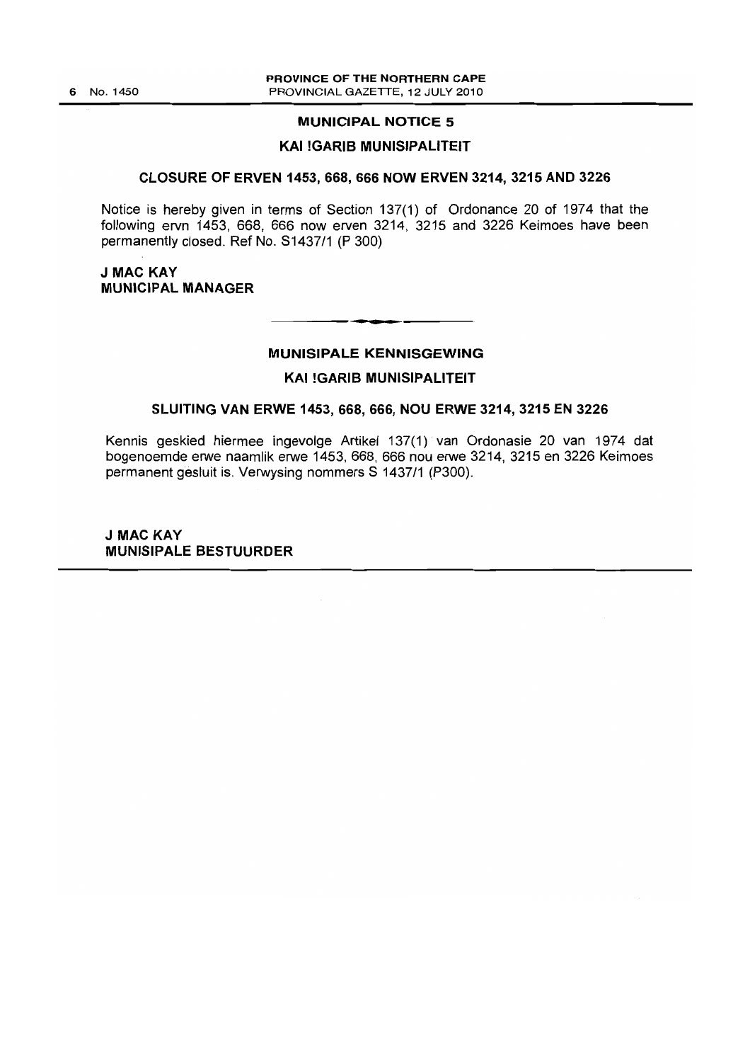## MUNICIPAL NOTICE 5

### KAI !GARIB MUNISIPALITEIT

### CLOSURE OF ERVEN 1453, 668, 666 NOW ERVEN 3214, 3215 AND 3226

Notice is hereby given in terms of Section 137(1) of Ordonance 20 of 1974 that the following ervn 1453, 668, 666 now erven 3214, 3215 and 3226 Keimoes have been permanently closed. Ref No. S1437/1 (P 300)

**J MAC KAY**
**MUNICIPAL MANAGER**

---

## MUNISIPALE KENNISGEWING

### KAI !GARIB MUNISIPALITEIT

### SLUITING VAN ERWE 1453, 668, 666, NOU ERWE 3214, 3215 EN 3226

Kennis geskied hiermee ingevolge Artikel 137(1) van Ordonasie 20 van 1974 dat bogenoemde erwe naamlik erwe 1453, 668, 666 nou erwe 3214, 3215 en 3226 Keimoes permanent gesluit is. Verwysing nommers S 1437/1 (P300).

**J MAC KAY**
**MUNISIPALE BESTUURDER**